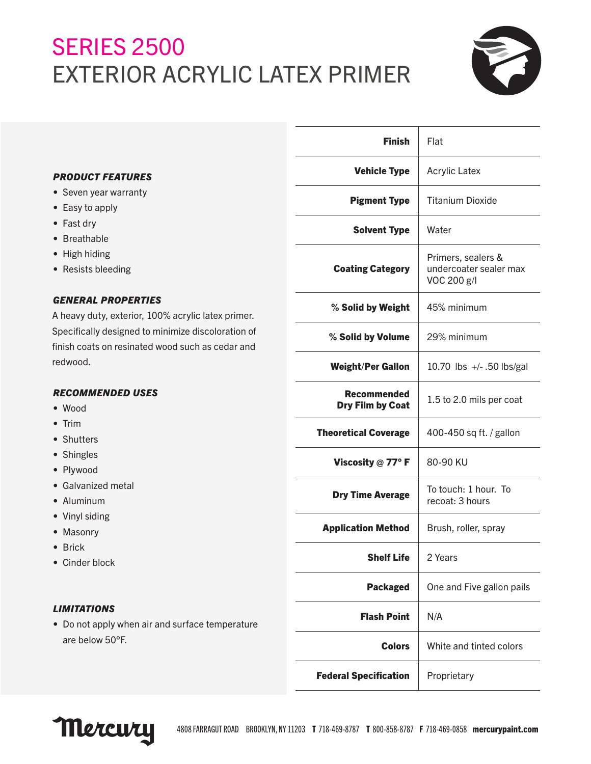# SERIES 2500
# EXTERIOR ACRYLIC LATEX PRIMER

### *PRODUCT FEATURES*

- Seven year warranty
- Easy to apply
- Fast dry
- Breathable
- High hiding
- Resists bleeding

### *GENERAL PROPERTIES*

A heavy duty, exterior, 100% acrylic latex primer. Specifically designed to minimize discoloration of finish coats on resinated wood such as cedar and redwood.

### *RECOMMENDED USES*

- Wood
- Trim
- Shutters
- Shingles
- Plywood
- Galvanized metal
- Aluminum
- Vinyl siding
- Masonry
- Brick
- Cinder block

### *LIMITATIONS*

- Do not apply when air and surface temperature are below 50°F.

| | |
|---|---|
| **Finish** | Flat |
| **Vehicle Type** | Acrylic Latex |
| **Pigment Type** | Titanium Dioxide |
| **Solvent Type** | Water |
| **Coating Category** | Primers, sealers & undercoater sealer max VOC 200 g/l |
| **% Solid by Weight** | 45% minimum |
| **% Solid by Volume** | 29% minimum |
| **Weight/Per Gallon** | 10.70 lbs +/- .50 lbs/gal |
| **Recommended Dry Film by Coat** | 1.5 to 2.0 mils per coat |
| **Theoretical Coverage** | 400-450 sq ft. / gallon |
| **Viscosity @ 77° F** | 80-90 KU |
| **Dry Time Average** | To touch: 1 hour. To recoat: 3 hours |
| **Application Method** | Brush, roller, spray |
| **Shelf Life** | 2 Years |
| **Packaged** | One and Five gallon pails |
| **Flash Point** | N/A |
| **Colors** | White and tinted colors |
| **Federal Specification** | Proprietary |

Mercury 4808 FARRAGUT ROAD BROOKLYN, NY 11203 **T** 718-469-8787 **T** 800-858-8787 **F** 718-469-0858 **mercurypaint.com**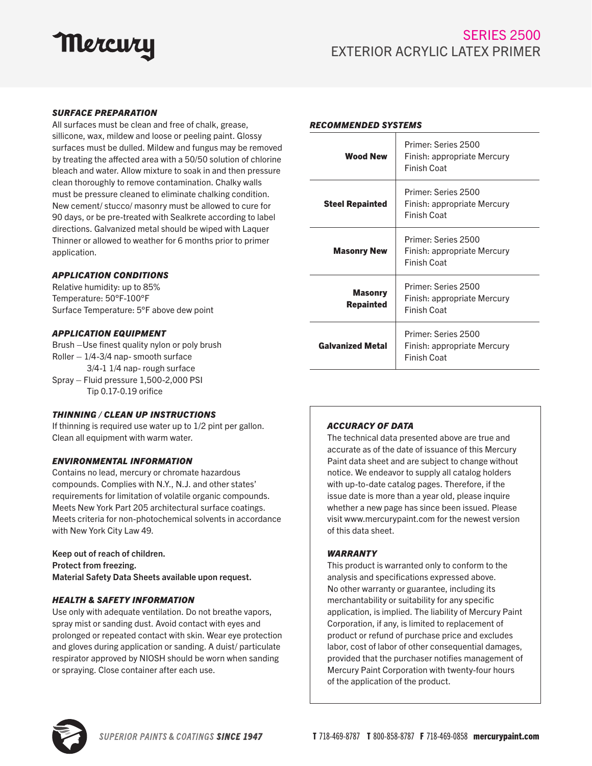# SERIES 2500
## EXTERIOR ACRYLIC LATEX PRIMER

### *SURFACE PREPARATION*

All surfaces must be clean and free of chalk, grease, sillicone, wax, mildew and loose or peeling paint. Glossy surfaces must be dulled. Mildew and fungus may be removed by treating the affected area with a 50/50 solution of chlorine bleach and water. Allow mixture to soak in and then pressure clean thoroughly to remove contamination. Chalky walls must be pressure cleaned to eliminate chalking condition. New cement/ stucco/ masonry must be allowed to cure for 90 days, or be pre-treated with Sealkrete according to label directions. Galvanized metal should be wiped with Laquer Thinner or allowed to weather for 6 months prior to primer application.

### *APPLICATION CONDITIONS*

Relative humidity: up to 85%
Temperature: 50°F-100°F
Surface Temperature: 5°F above dew point

### *APPLICATION EQUIPMENT*

Brush –Use finest quality nylon or poly brush
Roller – 1/4-3/4 nap- smooth surface
3/4-1 1/4 nap- rough surface
Spray – Fluid pressure 1,500-2,000 PSI
Tip 0.17-0.19 orifice

### *THINNING / CLEAN UP INSTRUCTIONS*

If thinning is required use water up to 1/2 pint per gallon.
Clean all equipment with warm water.

### *ENVIRONMENTAL INFORMATION*

Contains no lead, mercury or chromate hazardous compounds. Complies with N.Y., N.J. and other states' requirements for limitation of volatile organic compounds. Meets New York Part 205 architectural surface coatings. Meets criteria for non-photochemical solvents in accordance with New York City Law 49.

**Keep out of reach of children.**
**Protect from freezing.**
**Material Safety Data Sheets available upon request.**

### *HEALTH & SAFETY INFORMATION*

Use only with adequate ventilation. Do not breathe vapors, spray mist or sanding dust. Avoid contact with eyes and prolonged or repeated contact with skin. Wear eye protection and gloves during application or sanding. A duist/ particulate respirator approved by NIOSH should be worn when sanding or spraying. Close container after each use.

### *RECOMMENDED SYSTEMS*

| | |
|---|---|
| **Wood New** | Primer: Series 2500<br>Finish: appropriate Mercury Finish Coat |
| **Steel Repainted** | Primer: Series 2500<br>Finish: appropriate Mercury Finish Coat |
| **Masonry New** | Primer: Series 2500<br>Finish: appropriate Mercury Finish Coat |
| **Masonry Repainted** | Primer: Series 2500<br>Finish: appropriate Mercury Finish Coat |
| **Galvanized Metal** | Primer: Series 2500<br>Finish: appropriate Mercury Finish Coat |

### *ACCURACY OF DATA*

The technical data presented above are true and accurate as of the date of issuance of this Mercury Paint data sheet and are subject to change without notice. We endeavor to supply all catalog holders with up-to-date catalog pages. Therefore, if the issue date is more than a year old, please inquire whether a new page has since been issued. Please visit www.mercurypaint.com for the newest version of this data sheet.

### *WARRANTY*

This product is warranted only to conform to the analysis and specifications expressed above. No other warranty or guarantee, including its merchantability or suitability for any specific application, is implied. The liability of Mercury Paint Corporation, if any, is limited to replacement of product or refund of purchase price and excludes labor, cost of labor of other consequential damages, provided that the purchaser notifies management of Mercury Paint Corporation with twenty-four hours of the application of the product.

*SUPERIOR PAINTS & COATINGS* ***SINCE 1947***

**T** 718-469-8787 **T** 800-858-8787 **F** 718-469-0858 **mercurypaint.com**